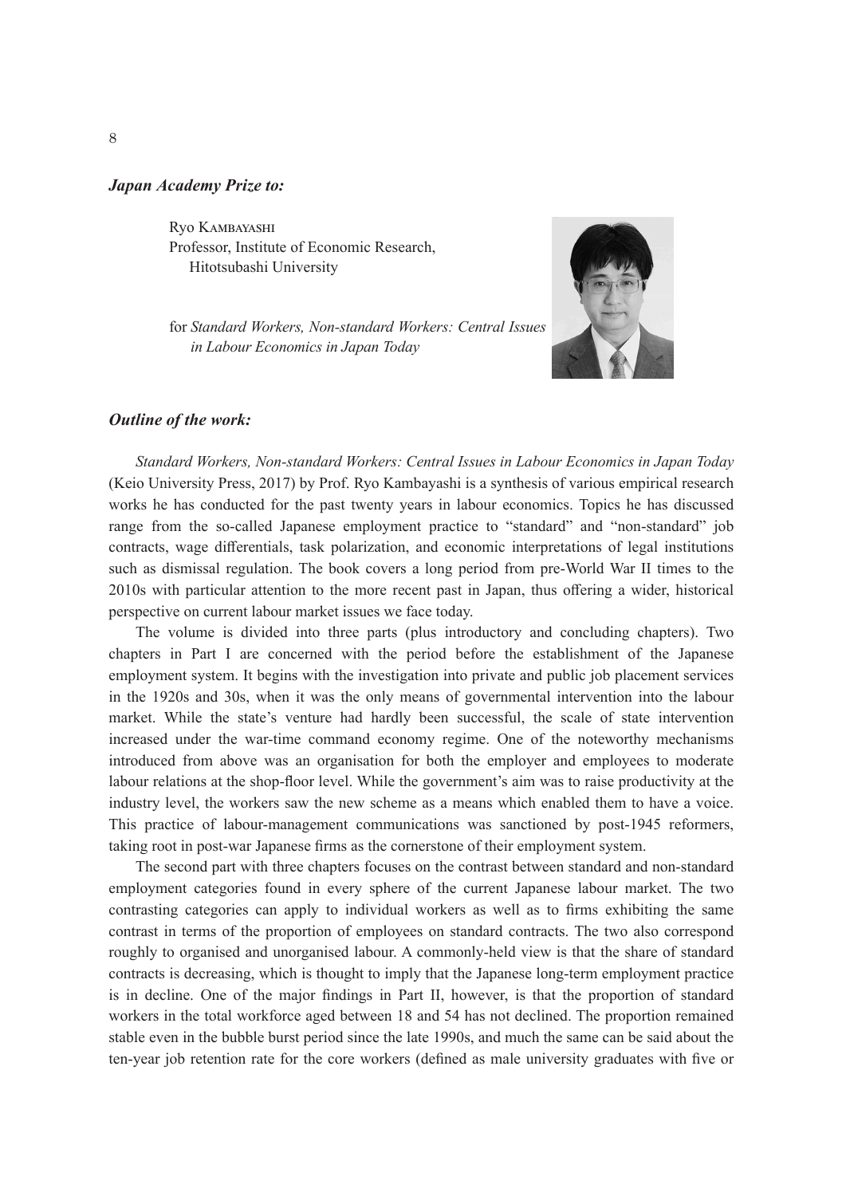***Japan Academy Prize to:***

Ryo Kambayashi
Professor, Institute of Economic Research,
Hitotsubashi University

for *Standard Workers, Non-standard Workers: Central Issues in Labour Economics in Japan Today*

***Outline of the work:***

*Standard Workers, Non-standard Workers: Central Issues in Labour Economics in Japan Today* (Keio University Press, 2017) by Prof. Ryo Kambayashi is a synthesis of various empirical research works he has conducted for the past twenty years in labour economics. Topics he has discussed range from the so-called Japanese employment practice to "standard" and "non-standard" job contracts, wage differentials, task polarization, and economic interpretations of legal institutions such as dismissal regulation. The book covers a long period from pre-World War II times to the 2010s with particular attention to the more recent past in Japan, thus offering a wider, historical perspective on current labour market issues we face today.

The volume is divided into three parts (plus introductory and concluding chapters). Two chapters in Part I are concerned with the period before the establishment of the Japanese employment system. It begins with the investigation into private and public job placement services in the 1920s and 30s, when it was the only means of governmental intervention into the labour market. While the state's venture had hardly been successful, the scale of state intervention increased under the war-time command economy regime. One of the noteworthy mechanisms introduced from above was an organisation for both the employer and employees to moderate labour relations at the shop-floor level. While the government's aim was to raise productivity at the industry level, the workers saw the new scheme as a means which enabled them to have a voice. This practice of labour-management communications was sanctioned by post-1945 reformers, taking root in post-war Japanese firms as the cornerstone of their employment system.

The second part with three chapters focuses on the contrast between standard and non-standard employment categories found in every sphere of the current Japanese labour market. The two contrasting categories can apply to individual workers as well as to firms exhibiting the same contrast in terms of the proportion of employees on standard contracts. The two also correspond roughly to organised and unorganised labour. A commonly-held view is that the share of standard contracts is decreasing, which is thought to imply that the Japanese long-term employment practice is in decline. One of the major findings in Part II, however, is that the proportion of standard workers in the total workforce aged between 18 and 54 has not declined. The proportion remained stable even in the bubble burst period since the late 1990s, and much the same can be said about the ten-year job retention rate for the core workers (defined as male university graduates with five or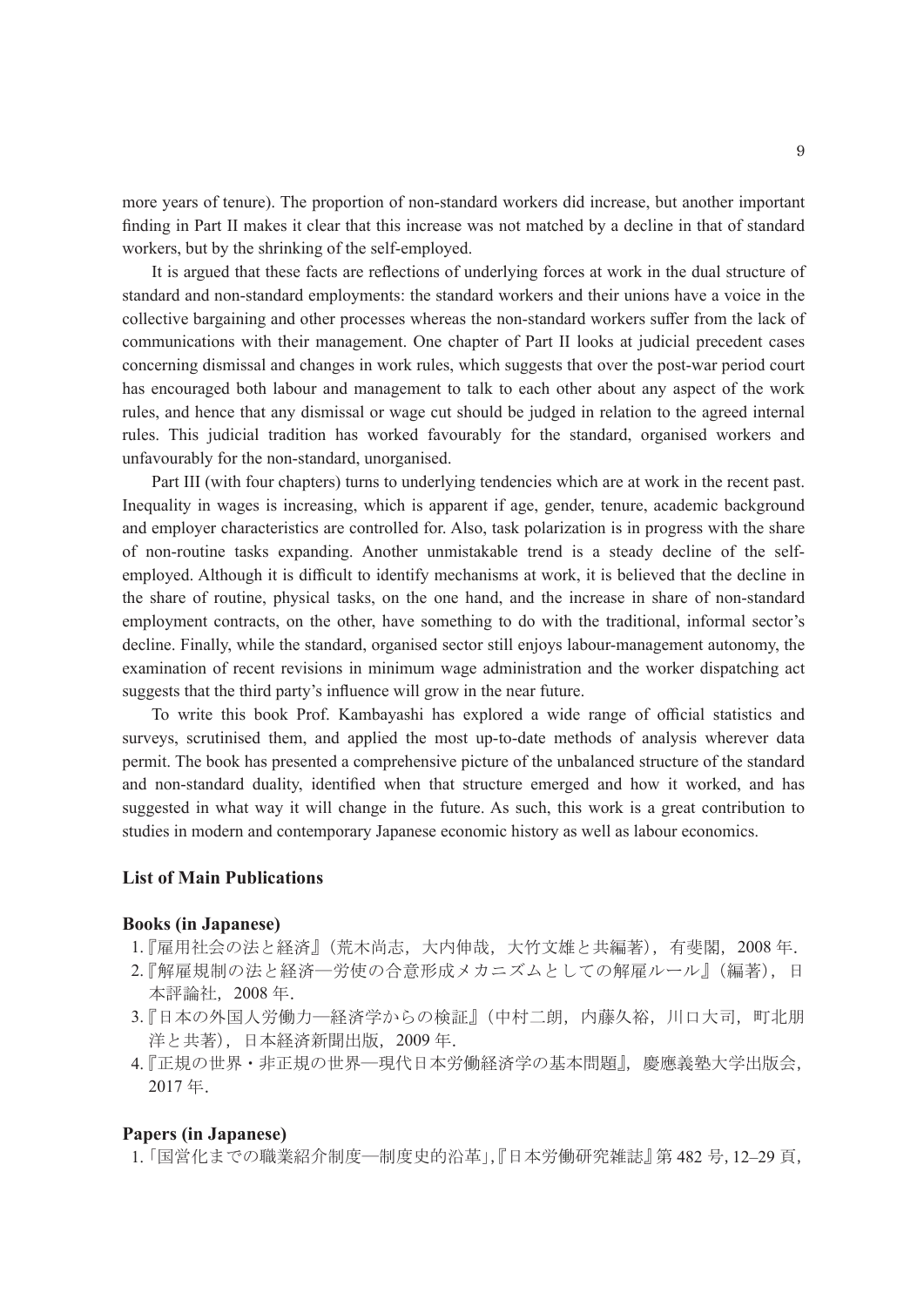more years of tenure). The proportion of non-standard workers did increase, but another important finding in Part II makes it clear that this increase was not matched by a decline in that of standard workers, but by the shrinking of the self-employed.

It is argued that these facts are reflections of underlying forces at work in the dual structure of standard and non-standard employments: the standard workers and their unions have a voice in the collective bargaining and other processes whereas the non-standard workers suffer from the lack of communications with their management. One chapter of Part II looks at judicial precedent cases concerning dismissal and changes in work rules, which suggests that over the post-war period court has encouraged both labour and management to talk to each other about any aspect of the work rules, and hence that any dismissal or wage cut should be judged in relation to the agreed internal rules. This judicial tradition has worked favourably for the standard, organised workers and unfavourably for the non-standard, unorganised.

Part III (with four chapters) turns to underlying tendencies which are at work in the recent past. Inequality in wages is increasing, which is apparent if age, gender, tenure, academic background and employer characteristics are controlled for. Also, task polarization is in progress with the share of non-routine tasks expanding. Another unmistakable trend is a steady decline of the self-employed. Although it is difficult to identify mechanisms at work, it is believed that the decline in the share of routine, physical tasks, on the one hand, and the increase in share of non-standard employment contracts, on the other, have something to do with the traditional, informal sector's decline. Finally, while the standard, organised sector still enjoys labour-management autonomy, the examination of recent revisions in minimum wage administration and the worker dispatching act suggests that the third party's influence will grow in the near future.

To write this book Prof. Kambayashi has explored a wide range of official statistics and surveys, scrutinised them, and applied the most up-to-date methods of analysis wherever data permit. The book has presented a comprehensive picture of the unbalanced structure of the standard and non-standard duality, identified when that structure emerged and how it worked, and has suggested in what way it will change in the future. As such, this work is a great contribution to studies in modern and contemporary Japanese economic history as well as labour economics.

## List of Main Publications

### Books (in Japanese)

1. 『雇用社会の法と経済』（荒木尚志，大内伸哉，大竹文雄と共編著），有斐閣，2008 年.
2. 『解雇規制の法と経済―労使の合意形成メカニズムとしての解雇ルール』（編著），日本評論社，2008 年.
3. 『日本の外国人労働力―経済学からの検証』（中村二朗，内藤久裕，川口大司，町北朋洋と共著），日本経済新聞出版，2009 年.
4. 『正規の世界・非正規の世界―現代日本労働経済学の基本問題』，慶應義塾大学出版会，2017 年.

### Papers (in Japanese)

1. 「国営化までの職業紹介制度―制度史的沿革」,『日本労働研究雑誌』第 482 号, 12–29 頁,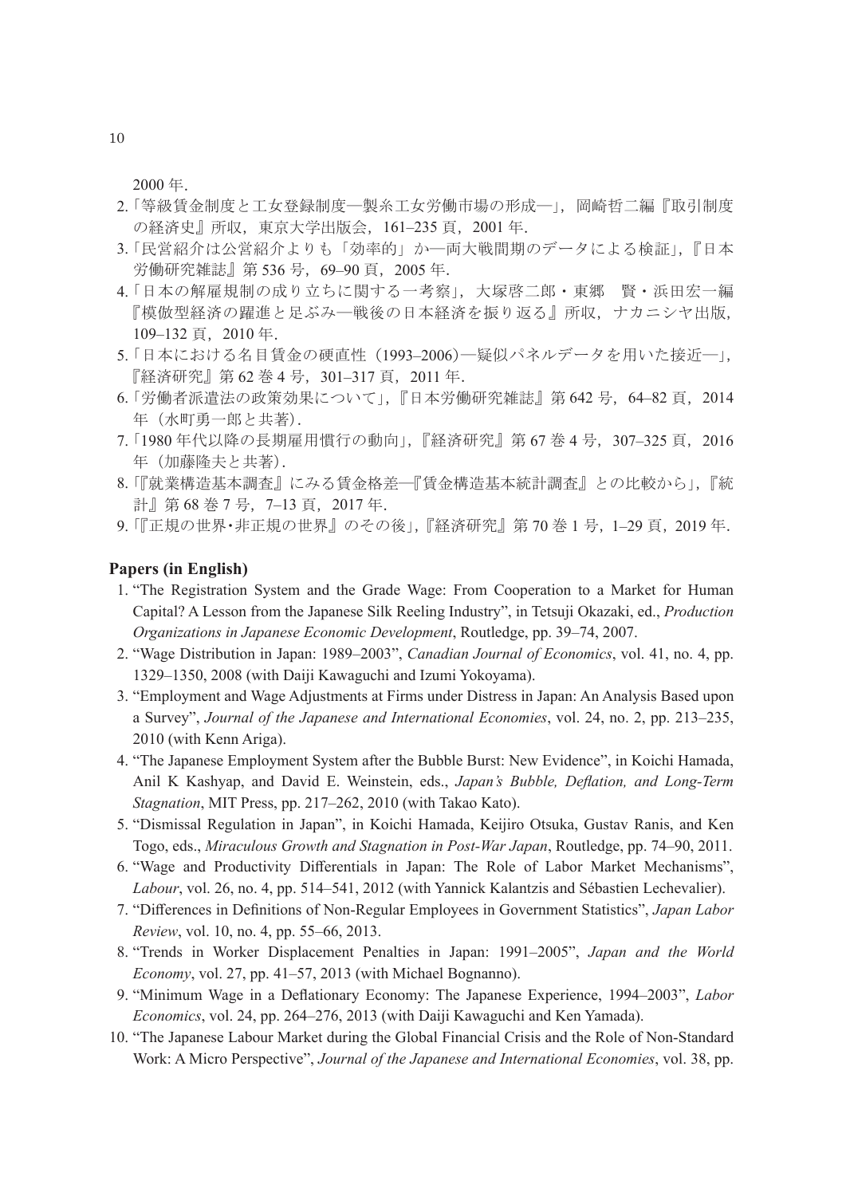2000 年.

2. 「等級賃金制度と工女登録制度―製糸工女労働市場の形成―」，岡崎哲二編『取引制度の経済史』所収，東京大学出版会，161–235 頁，2001 年.
3. 「民営紹介は公営紹介よりも「効率的」か―両大戦間期のデータによる検証」，『日本労働研究雑誌』第 536 号，69–90 頁，2005 年.
4. 「日本の解雇規制の成り立ちに関する一考察」，大塚啓二郎・東郷　賢・浜田宏一編『模倣型経済の躍進と足ぶみ―戦後の日本経済を振り返る』所収，ナカニシヤ出版，109–132 頁，2010 年.
5. 「日本における名目賃金の硬直性（1993–2006）―疑似パネルデータを用いた接近―」，『経済研究』第 62 巻 4 号，301–317 頁，2011 年.
6. 「労働者派遣法の政策効果について」，『日本労働研究雑誌』第 642 号，64–82 頁，2014 年（水町勇一郎と共著）.
7. 「1980 年代以降の長期雇用慣行の動向」，『経済研究』第 67 巻 4 号，307–325 頁，2016 年（加藤隆夫と共著）.
8. 「『就業構造基本調査』にみる賃金格差―『賃金構造基本統計調査』との比較から」，『統計』第 68 巻 7 号，7–13 頁，2017 年.
9. 「『正規の世界・非正規の世界』のその後」，『経済研究』第 70 巻 1 号，1–29 頁，2019 年.

**Papers (in English)**

1. "The Registration System and the Grade Wage: From Cooperation to a Market for Human Capital? A Lesson from the Japanese Silk Reeling Industry", in Tetsuji Okazaki, ed., *Production Organizations in Japanese Economic Development*, Routledge, pp. 39–74, 2007.
2. "Wage Distribution in Japan: 1989–2003", *Canadian Journal of Economics*, vol. 41, no. 4, pp. 1329–1350, 2008 (with Daiji Kawaguchi and Izumi Yokoyama).
3. "Employment and Wage Adjustments at Firms under Distress in Japan: An Analysis Based upon a Survey", *Journal of the Japanese and International Economies*, vol. 24, no. 2, pp. 213–235, 2010 (with Kenn Ariga).
4. "The Japanese Employment System after the Bubble Burst: New Evidence", in Koichi Hamada, Anil K Kashyap, and David E. Weinstein, eds., *Japan's Bubble, Deflation, and Long-Term Stagnation*, MIT Press, pp. 217–262, 2010 (with Takao Kato).
5. "Dismissal Regulation in Japan", in Koichi Hamada, Keijiro Otsuka, Gustav Ranis, and Ken Togo, eds., *Miraculous Growth and Stagnation in Post-War Japan*, Routledge, pp. 74–90, 2011.
6. "Wage and Productivity Differentials in Japan: The Role of Labor Market Mechanisms", *Labour*, vol. 26, no. 4, pp. 514–541, 2012 (with Yannick Kalantzis and Sébastien Lechevalier).
7. "Differences in Definitions of Non-Regular Employees in Government Statistics", *Japan Labor Review*, vol. 10, no. 4, pp. 55–66, 2013.
8. "Trends in Worker Displacement Penalties in Japan: 1991–2005", *Japan and the World Economy*, vol. 27, pp. 41–57, 2013 (with Michael Bognanno).
9. "Minimum Wage in a Deflationary Economy: The Japanese Experience, 1994–2003", *Labor Economics*, vol. 24, pp. 264–276, 2013 (with Daiji Kawaguchi and Ken Yamada).
10. "The Japanese Labour Market during the Global Financial Crisis and the Role of Non-Standard Work: A Micro Perspective", *Journal of the Japanese and International Economies*, vol. 38, pp.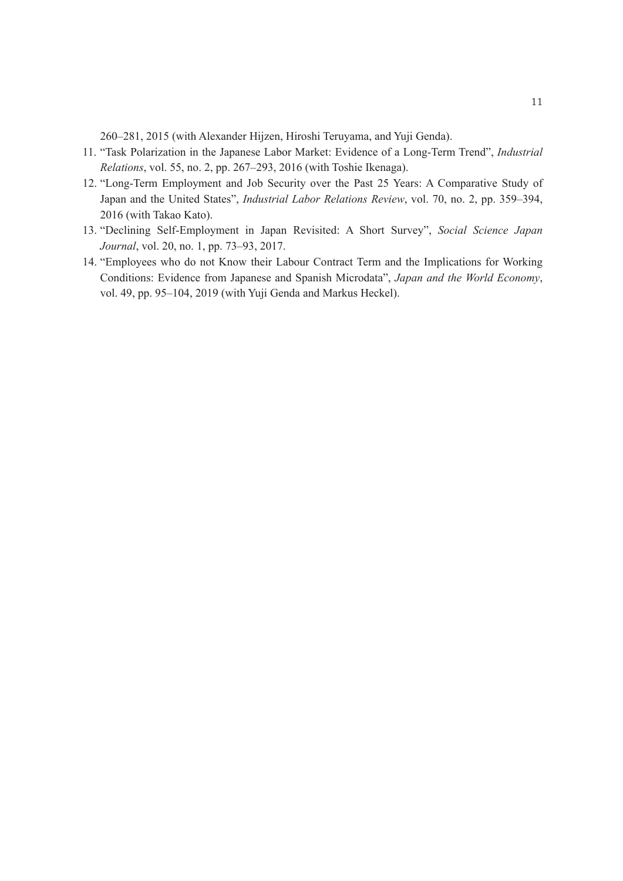260–281, 2015 (with Alexander Hijzen, Hiroshi Teruyama, and Yuji Genda).

11. "Task Polarization in the Japanese Labor Market: Evidence of a Long-Term Trend", *Industrial Relations*, vol. 55, no. 2, pp. 267–293, 2016 (with Toshie Ikenaga).
12. "Long-Term Employment and Job Security over the Past 25 Years: A Comparative Study of Japan and the United States", *Industrial Labor Relations Review*, vol. 70, no. 2, pp. 359–394, 2016 (with Takao Kato).
13. "Declining Self-Employment in Japan Revisited: A Short Survey", *Social Science Japan Journal*, vol. 20, no. 1, pp. 73–93, 2017.
14. "Employees who do not Know their Labour Contract Term and the Implications for Working Conditions: Evidence from Japanese and Spanish Microdata", *Japan and the World Economy*, vol. 49, pp. 95–104, 2019 (with Yuji Genda and Markus Heckel).